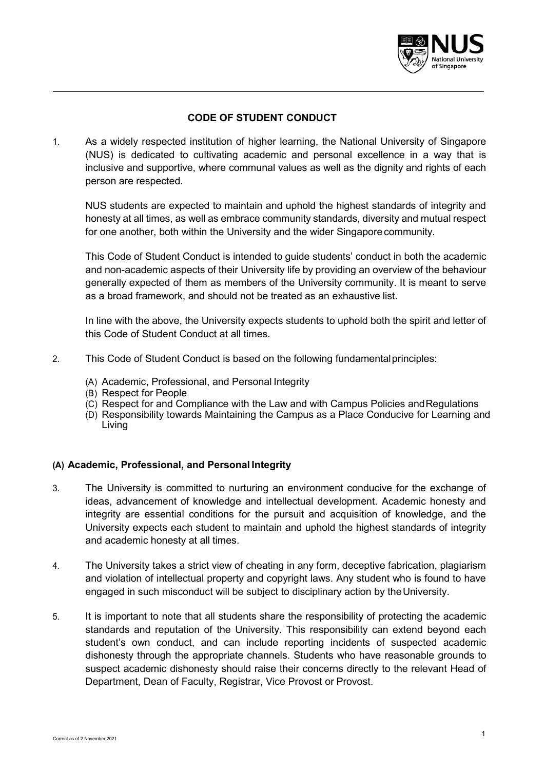# CODE OF STUDENT CONDUCT

1. As a widely respected institution of higher learning, the National University of Singapore (NUS) is dedicated to cultivating academic and personal excellence in a way that is inclusive and supportive, where communal values as well as the dignity and rights of each person are respected.

   NUS students are expected to maintain and uphold the highest standards of integrity and honesty at all times, as well as embrace community standards, diversity and mutual respect for one another, both within the University and the wider Singapore community.

   This Code of Student Conduct is intended to guide students' conduct in both the academic and non-academic aspects of their University life by providing an overview of the behaviour generally expected of them as members of the University community. It is meant to serve as a broad framework, and should not be treated as an exhaustive list.

   In line with the above, the University expects students to uphold both the spirit and letter of this Code of Student Conduct at all times.

2. This Code of Student Conduct is based on the following fundamental principles:

   (A) Academic, Professional, and Personal Integrity
   (B) Respect for People
   (C) Respect for and Compliance with the Law and with Campus Policies and Regulations
   (D) Responsibility towards Maintaining the Campus as a Place Conducive for Learning and Living

## (A) Academic, Professional, and Personal Integrity

3. The University is committed to nurturing an environment conducive for the exchange of ideas, advancement of knowledge and intellectual development. Academic honesty and integrity are essential conditions for the pursuit and acquisition of knowledge, and the University expects each student to maintain and uphold the highest standards of integrity and academic honesty at all times.

4. The University takes a strict view of cheating in any form, deceptive fabrication, plagiarism and violation of intellectual property and copyright laws. Any student who is found to have engaged in such misconduct will be subject to disciplinary action by the University.

5. It is important to note that all students share the responsibility of protecting the academic standards and reputation of the University. This responsibility can extend beyond each student's own conduct, and can include reporting incidents of suspected academic dishonesty through the appropriate channels. Students who have reasonable grounds to suspect academic dishonesty should raise their concerns directly to the relevant Head of Department, Dean of Faculty, Registrar, Vice Provost or Provost.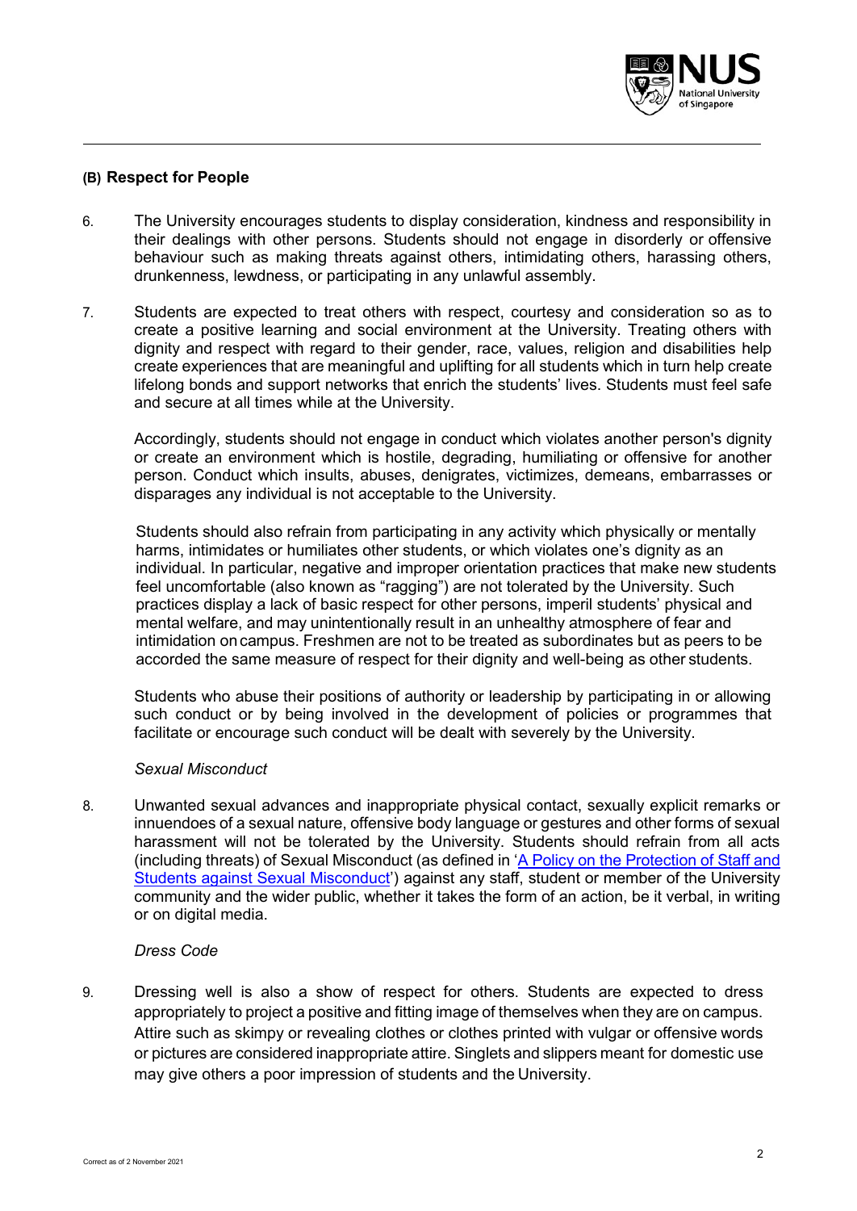## (B) Respect for People

6. The University encourages students to display consideration, kindness and responsibility in their dealings with other persons. Students should not engage in disorderly or offensive behaviour such as making threats against others, intimidating others, harassing others, drunkenness, lewdness, or participating in any unlawful assembly.

7. Students are expected to treat others with respect, courtesy and consideration so as to create a positive learning and social environment at the University. Treating others with dignity and respect with regard to their gender, race, values, religion and disabilities help create experiences that are meaningful and uplifting for all students which in turn help create lifelong bonds and support networks that enrich the students' lives. Students must feel safe and secure at all times while at the University.

   Accordingly, students should not engage in conduct which violates another person's dignity or create an environment which is hostile, degrading, humiliating or offensive for another person. Conduct which insults, abuses, denigrates, victimizes, demeans, embarrasses or disparages any individual is not acceptable to the University.

   Students should also refrain from participating in any activity which physically or mentally harms, intimidates or humiliates other students, or which violates one's dignity as an individual. In particular, negative and improper orientation practices that make new students feel uncomfortable (also known as "ragging") are not tolerated by the University. Such practices display a lack of basic respect for other persons, imperil students' physical and mental welfare, and may unintentionally result in an unhealthy atmosphere of fear and intimidation on campus. Freshmen are not to be treated as subordinates but as peers to be accorded the same measure of respect for their dignity and well-being as other students.

   Students who abuse their positions of authority or leadership by participating in or allowing such conduct or by being involved in the development of policies or programmes that facilitate or encourage such conduct will be dealt with severely by the University.

*Sexual Misconduct*

8. Unwanted sexual advances and inappropriate physical contact, sexually explicit remarks or innuendoes of a sexual nature, offensive body language or gestures and other forms of sexual harassment will not be tolerated by the University. Students should refrain from all acts (including threats) of Sexual Misconduct (as defined in 'A Policy on the Protection of Staff and Students against Sexual Misconduct') against any staff, student or member of the University community and the wider public, whether it takes the form of an action, be it verbal, in writing or on digital media.

*Dress Code*

9. Dressing well is also a show of respect for others. Students are expected to dress appropriately to project a positive and fitting image of themselves when they are on campus. Attire such as skimpy or revealing clothes or clothes printed with vulgar or offensive words or pictures are considered inappropriate attire. Singlets and slippers meant for domestic use may give others a poor impression of students and the University.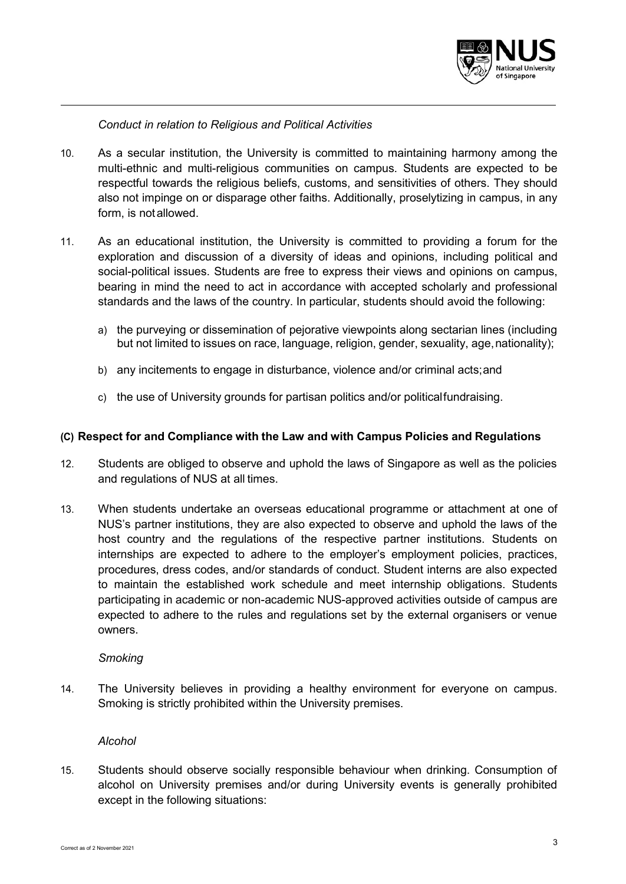*Conduct in relation to Religious and Political Activities*

10. As a secular institution, the University is committed to maintaining harmony among the multi-ethnic and multi-religious communities on campus. Students are expected to be respectful towards the religious beliefs, customs, and sensitivities of others. They should also not impinge on or disparage other faiths. Additionally, proselytizing in campus, in any form, is not allowed.

11. As an educational institution, the University is committed to providing a forum for the exploration and discussion of a diversity of ideas and opinions, including political and social-political issues. Students are free to express their views and opinions on campus, bearing in mind the need to act in accordance with accepted scholarly and professional standards and the laws of the country. In particular, students should avoid the following:

    a) the purveying or dissemination of pejorative viewpoints along sectarian lines (including but not limited to issues on race, language, religion, gender, sexuality, age, nationality);

    b) any incitements to engage in disturbance, violence and/or criminal acts; and

    c) the use of University grounds for partisan politics and/or political fundraising.

### (C) Respect for and Compliance with the Law and with Campus Policies and Regulations

12. Students are obliged to observe and uphold the laws of Singapore as well as the policies and regulations of NUS at all times.

13. When students undertake an overseas educational programme or attachment at one of NUS's partner institutions, they are also expected to observe and uphold the laws of the host country and the regulations of the respective partner institutions. Students on internships are expected to adhere to the employer's employment policies, practices, procedures, dress codes, and/or standards of conduct. Student interns are also expected to maintain the established work schedule and meet internship obligations. Students participating in academic or non-academic NUS-approved activities outside of campus are expected to adhere to the rules and regulations set by the external organisers or venue owners.

*Smoking*

14. The University believes in providing a healthy environment for everyone on campus. Smoking is strictly prohibited within the University premises.

*Alcohol*

15. Students should observe socially responsible behaviour when drinking. Consumption of alcohol on University premises and/or during University events is generally prohibited except in the following situations: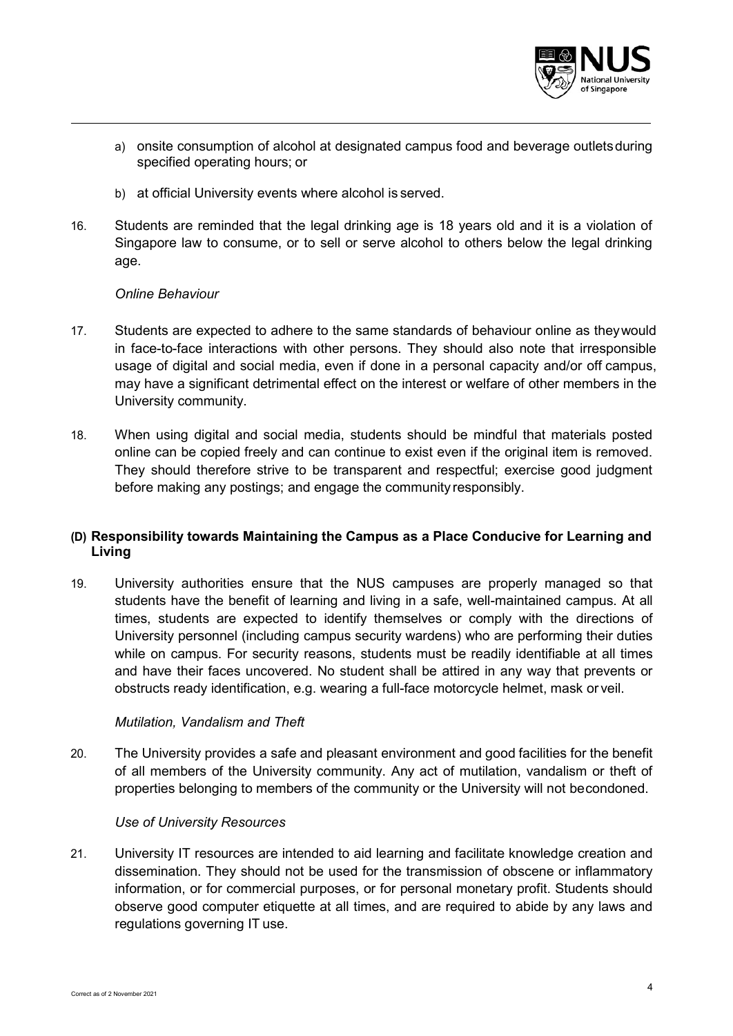a) onsite consumption of alcohol at designated campus food and beverage outlets during specified operating hours; or

b) at official University events where alcohol is served.

16. Students are reminded that the legal drinking age is 18 years old and it is a violation of Singapore law to consume, or to sell or serve alcohol to others below the legal drinking age.

*Online Behaviour*

17. Students are expected to adhere to the same standards of behaviour online as they would in face-to-face interactions with other persons. They should also note that irresponsible usage of digital and social media, even if done in a personal capacity and/or off campus, may have a significant detrimental effect on the interest or welfare of other members in the University community.

18. When using digital and social media, students should be mindful that materials posted online can be copied freely and can continue to exist even if the original item is removed. They should therefore strive to be transparent and respectful; exercise good judgment before making any postings; and engage the community responsibly.

**(D) Responsibility towards Maintaining the Campus as a Place Conducive for Learning and Living**

19. University authorities ensure that the NUS campuses are properly managed so that students have the benefit of learning and living in a safe, well-maintained campus. At all times, students are expected to identify themselves or comply with the directions of University personnel (including campus security wardens) who are performing their duties while on campus. For security reasons, students must be readily identifiable at all times and have their faces uncovered. No student shall be attired in any way that prevents or obstructs ready identification, e.g. wearing a full-face motorcycle helmet, mask or veil.

*Mutilation, Vandalism and Theft*

20. The University provides a safe and pleasant environment and good facilities for the benefit of all members of the University community. Any act of mutilation, vandalism or theft of properties belonging to members of the community or the University will not be condoned.

*Use of University Resources*

21. University IT resources are intended to aid learning and facilitate knowledge creation and dissemination. They should not be used for the transmission of obscene or inflammatory information, or for commercial purposes, or for personal monetary profit. Students should observe good computer etiquette at all times, and are required to abide by any laws and regulations governing IT use.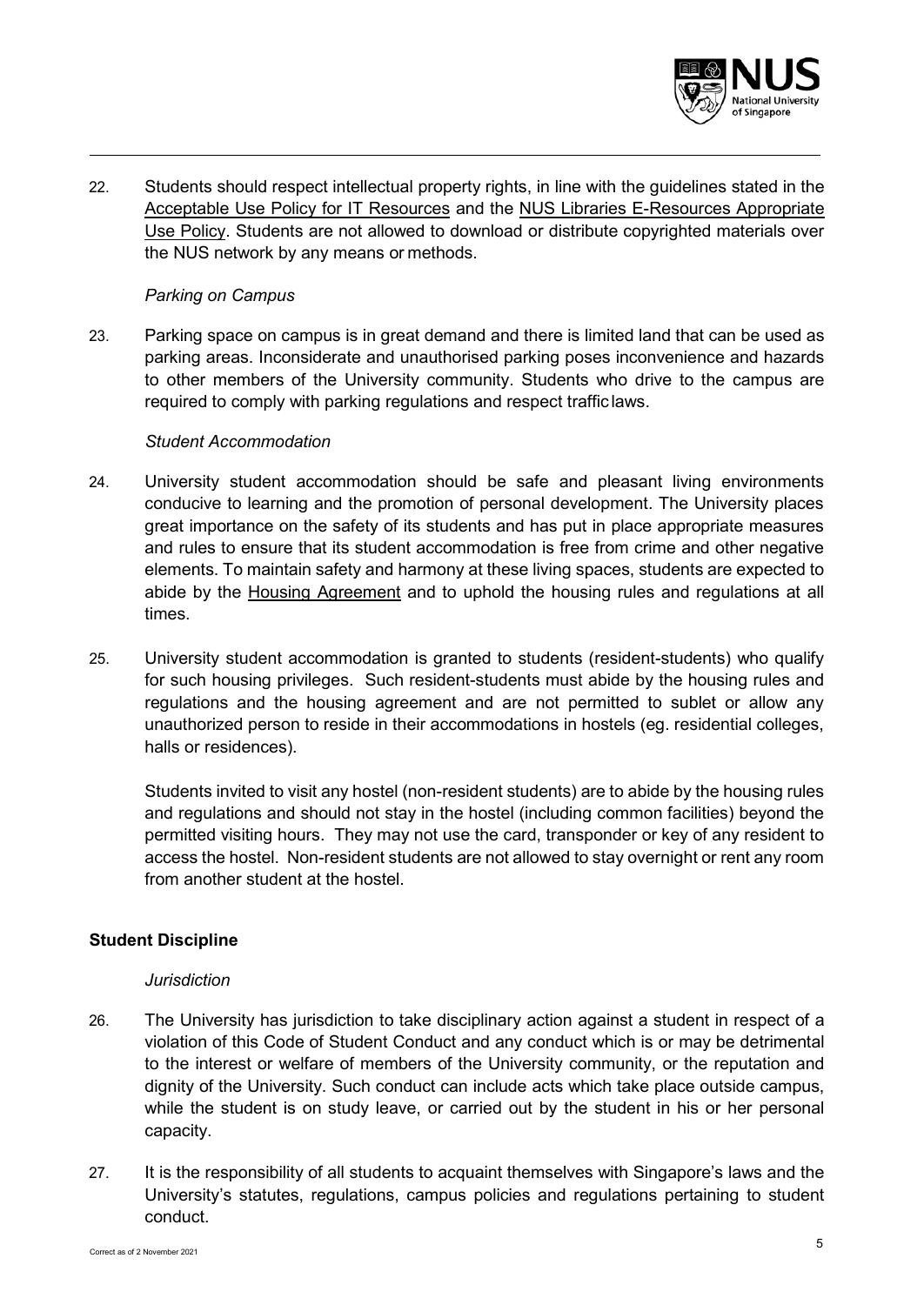22. Students should respect intellectual property rights, in line with the guidelines stated in the Acceptable Use Policy for IT Resources and the NUS Libraries E-Resources Appropriate Use Policy. Students are not allowed to download or distribute copyrighted materials over the NUS network by any means or methods.

*Parking on Campus*

23. Parking space on campus is in great demand and there is limited land that can be used as parking areas. Inconsiderate and unauthorised parking poses inconvenience and hazards to other members of the University community. Students who drive to the campus are required to comply with parking regulations and respect traffic laws.

*Student Accommodation*

24. University student accommodation should be safe and pleasant living environments conducive to learning and the promotion of personal development. The University places great importance on the safety of its students and has put in place appropriate measures and rules to ensure that its student accommodation is free from crime and other negative elements. To maintain safety and harmony at these living spaces, students are expected to abide by the Housing Agreement and to uphold the housing rules and regulations at all times.

25. University student accommodation is granted to students (resident-students) who qualify for such housing privileges. Such resident-students must abide by the housing rules and regulations and the housing agreement and are not permitted to sublet or allow any unauthorized person to reside in their accommodations in hostels (eg. residential colleges, halls or residences).

    Students invited to visit any hostel (non-resident students) are to abide by the housing rules and regulations and should not stay in the hostel (including common facilities) beyond the permitted visiting hours. They may not use the card, transponder or key of any resident to access the hostel. Non-resident students are not allowed to stay overnight or rent any room from another student at the hostel.

## Student Discipline

*Jurisdiction*

26. The University has jurisdiction to take disciplinary action against a student in respect of a violation of this Code of Student Conduct and any conduct which is or may be detrimental to the interest or welfare of members of the University community, or the reputation and dignity of the University. Such conduct can include acts which take place outside campus, while the student is on study leave, or carried out by the student in his or her personal capacity.

27. It is the responsibility of all students to acquaint themselves with Singapore's laws and the University's statutes, regulations, campus policies and regulations pertaining to student conduct.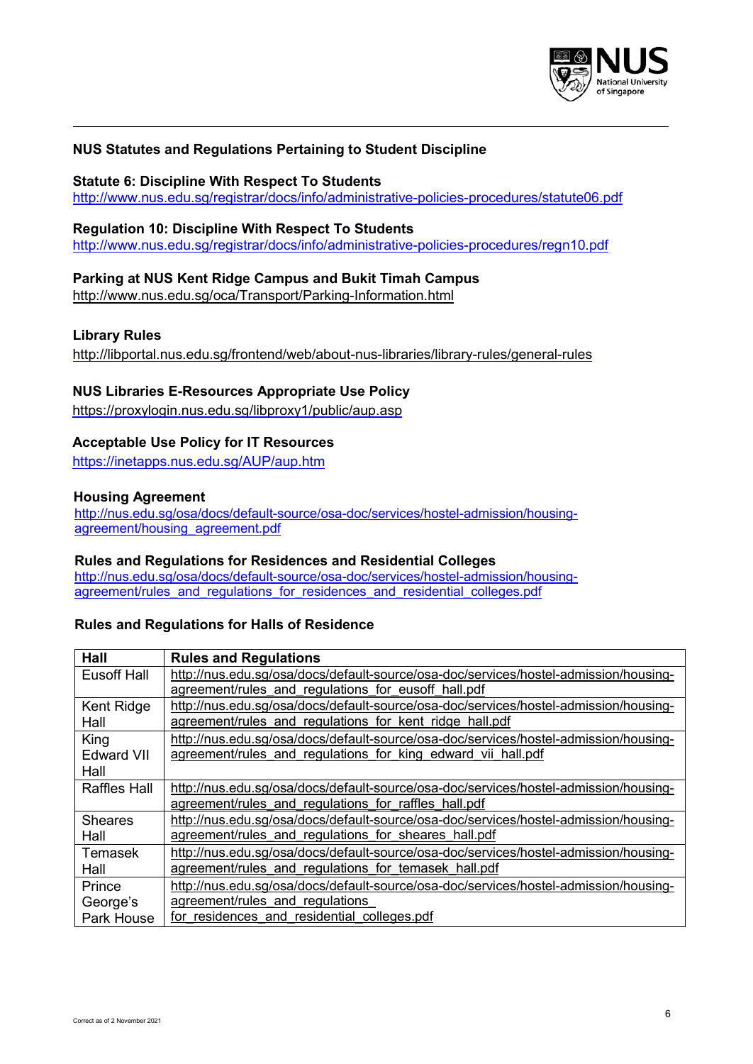**NUS Statutes and Regulations Pertaining to Student Discipline**

**Statute 6: Discipline With Respect To Students**
http://www.nus.edu.sg/registrar/docs/info/administrative-policies-procedures/statute06.pdf

**Regulation 10: Discipline With Respect To Students**
http://www.nus.edu.sg/registrar/docs/info/administrative-policies-procedures/regn10.pdf

**Parking at NUS Kent Ridge Campus and Bukit Timah Campus**
http://www.nus.edu.sg/oca/Transport/Parking-Information.html

**Library Rules**
http://libportal.nus.edu.sg/frontend/web/about-nus-libraries/library-rules/general-rules

**NUS Libraries E-Resources Appropriate Use Policy**
https://proxylogin.nus.edu.sg/libproxy1/public/aup.asp

**Acceptable Use Policy for IT Resources**
https://inetapps.nus.edu.sg/AUP/aup.htm

**Housing Agreement**
http://nus.edu.sg/osa/docs/default-source/osa-doc/services/hostel-admission/housing-agreement/housing_agreement.pdf

**Rules and Regulations for Residences and Residential Colleges**
http://nus.edu.sg/osa/docs/default-source/osa-doc/services/hostel-admission/housing-agreement/rules_and_regulations_for_residences_and_residential_colleges.pdf

**Rules and Regulations for Halls of Residence**

| Hall | Rules and Regulations |
|---|---|
| Eusoff Hall | http://nus.edu.sg/osa/docs/default-source/osa-doc/services/hostel-admission/housing-agreement/rules_and_regulations_for_eusoff_hall.pdf |
| Kent Ridge Hall | http://nus.edu.sg/osa/docs/default-source/osa-doc/services/hostel-admission/housing-agreement/rules_and_regulations_for_kent_ridge_hall.pdf |
| King Edward VII Hall | http://nus.edu.sg/osa/docs/default-source/osa-doc/services/hostel-admission/housing-agreement/rules_and_regulations_for_king_edward_vii_hall.pdf |
| Raffles Hall | http://nus.edu.sg/osa/docs/default-source/osa-doc/services/hostel-admission/housing-agreement/rules_and_regulations_for_raffles_hall.pdf |
| Sheares Hall | http://nus.edu.sg/osa/docs/default-source/osa-doc/services/hostel-admission/housing-agreement/rules_and_regulations_for_sheares_hall.pdf |
| Temasek Hall | http://nus.edu.sg/osa/docs/default-source/osa-doc/services/hostel-admission/housing-agreement/rules_and_regulations_for_temasek_hall.pdf |
| Prince George's Park House | http://nus.edu.sg/osa/docs/default-source/osa-doc/services/hostel-admission/housing-agreement/rules_and_regulations_for_residences_and_residential_colleges.pdf |

Correct as of 2 November 2021